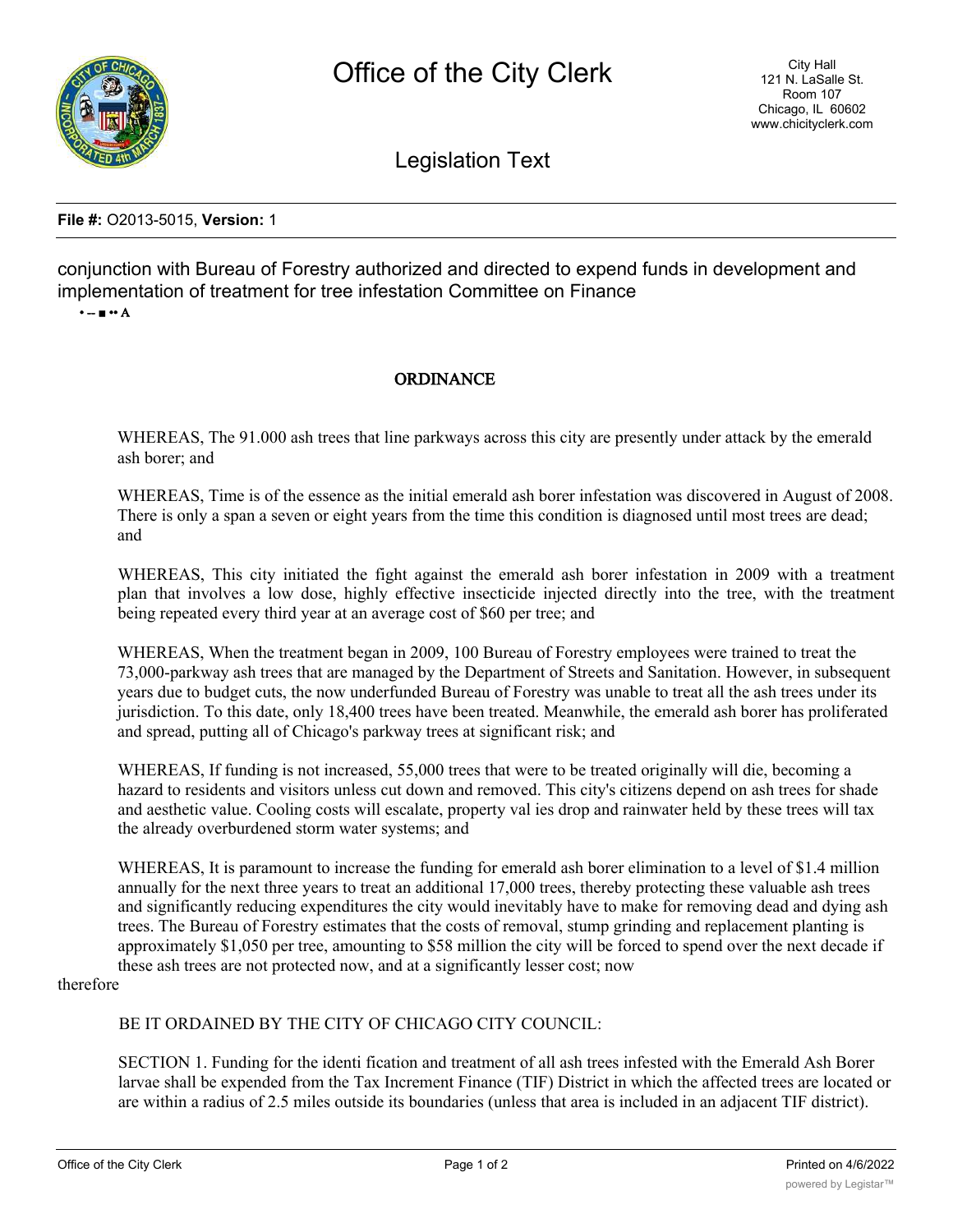# Office of the City Clerk

City Hall
121 N. LaSalle St.
Room 107
Chicago, IL 60602
www.chicityclerk.com

## Legislation Text

**File #:** O2013-5015, **Version:** 1

conjunction with Bureau of Forestry authorized and directed to expend funds in development and implementation of treatment for tree infestation Committee on Finance

• – ■ •• A

### ORDINANCE

WHEREAS, The 91.000 ash trees that line parkways across this city are presently under attack by the emerald ash borer; and

WHEREAS, Time is of the essence as the initial emerald ash borer infestation was discovered in August of 2008. There is only a span a seven or eight years from the time this condition is diagnosed until most trees are dead; and

WHEREAS, This city initiated the fight against the emerald ash borer infestation in 2009 with a treatment plan that involves a low dose, highly effective insecticide injected directly into the tree, with the treatment being repeated every third year at an average cost of $60 per tree; and

WHEREAS, When the treatment began in 2009, 100 Bureau of Forestry employees were trained to treat the 73,000-parkway ash trees that are managed by the Department of Streets and Sanitation. However, in subsequent years due to budget cuts, the now underfunded Bureau of Forestry was unable to treat all the ash trees under its jurisdiction. To this date, only 18,400 trees have been treated. Meanwhile, the emerald ash borer has proliferated and spread, putting all of Chicago's parkway trees at significant risk; and

WHEREAS, If funding is not increased, 55,000 trees that were to be treated originally will die, becoming a hazard to residents and visitors unless cut down and removed. This city's citizens depend on ash trees for shade and aesthetic value. Cooling costs will escalate, property val ies drop and rainwater held by these trees will tax the already overburdened storm water systems; and

WHEREAS, It is paramount to increase the funding for emerald ash borer elimination to a level of $1.4 million annually for the next three years to treat an additional 17,000 trees, thereby protecting these valuable ash trees and significantly reducing expenditures the city would inevitably have to make for removing dead and dying ash trees. The Bureau of Forestry estimates that the costs of removal, stump grinding and replacement planting is approximately $1,050 per tree, amounting to $58 million the city will be forced to spend over the next decade if these ash trees are not protected now, and at a significantly lesser cost; now therefore

BE IT ORDAINED BY THE CITY OF CHICAGO CITY COUNCIL:

SECTION 1. Funding for the identi fication and treatment of all ash trees infested with the Emerald Ash Borer larvae shall be expended from the Tax Increment Finance (TIF) District in which the affected trees are located or are within a radius of 2.5 miles outside its boundaries (unless that area is included in an adjacent TIF district).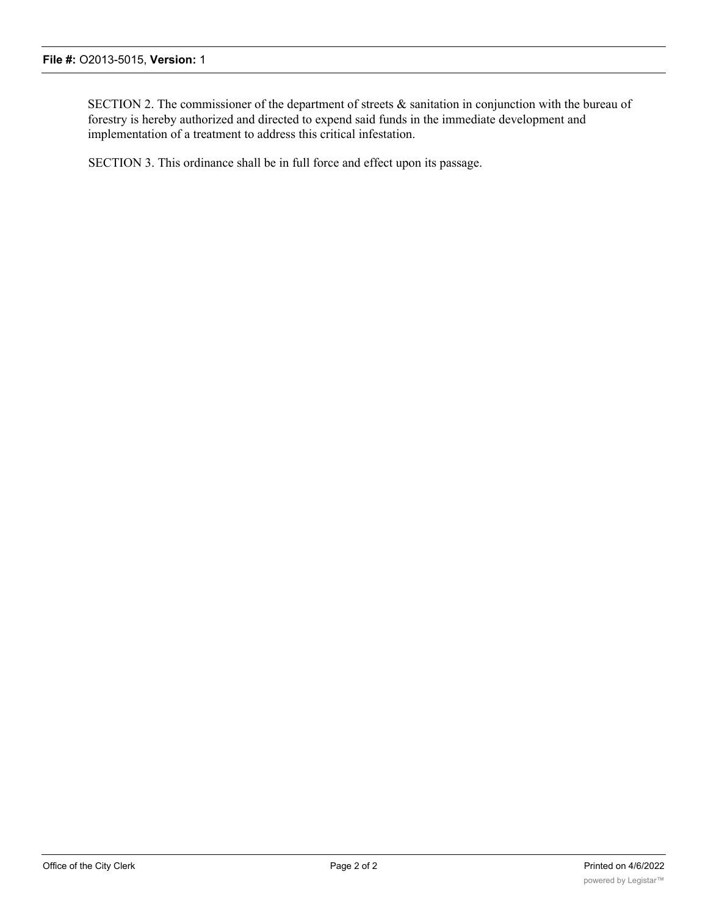SECTION 2. The commissioner of the department of streets & sanitation in conjunction with the bureau of forestry is hereby authorized and directed to expend said funds in the immediate development and implementation of a treatment to address this critical infestation.

SECTION 3. This ordinance shall be in full force and effect upon its passage.